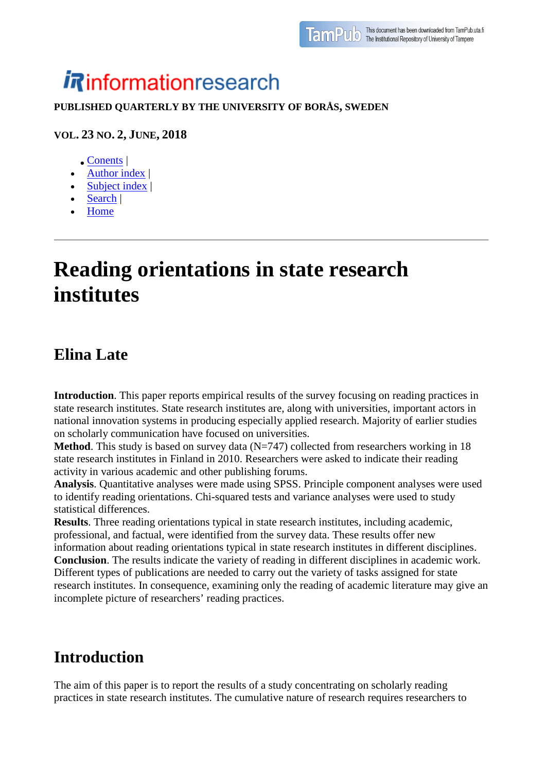informationresearch

PUBLISHED QUARTERLY BY THE UNIVERSITY OF BORÅS, SWEDEN

VOL. 23 NO. 2, JUNE, 2018

- Conents |
- Author index |
- Subject index |
- Search |
- Home

---

# Reading orientations in state research institutes

## Elina Late

**Introduction**. This paper reports empirical results of the survey focusing on reading practices in state research institutes. State research institutes are, along with universities, important actors in national innovation systems in producing especially applied research. Majority of earlier studies on scholarly communication have focused on universities.
**Method**. This study is based on survey data (N=747) collected from researchers working in 18 state research institutes in Finland in 2010. Researchers were asked to indicate their reading activity in various academic and other publishing forums.
**Analysis**. Quantitative analyses were made using SPSS. Principle component analyses were used to identify reading orientations. Chi-squared tests and variance analyses were used to study statistical differences.
**Results**. Three reading orientations typical in state research institutes, including academic, professional, and factual, were identified from the survey data. These results offer new information about reading orientations typical in state research institutes in different disciplines.
**Conclusion**. The results indicate the variety of reading in different disciplines in academic work. Different types of publications are needed to carry out the variety of tasks assigned for state research institutes. In consequence, examining only the reading of academic literature may give an incomplete picture of researchers' reading practices.

## Introduction

The aim of this paper is to report the results of a study concentrating on scholarly reading practices in state research institutes. The cumulative nature of research requires researchers to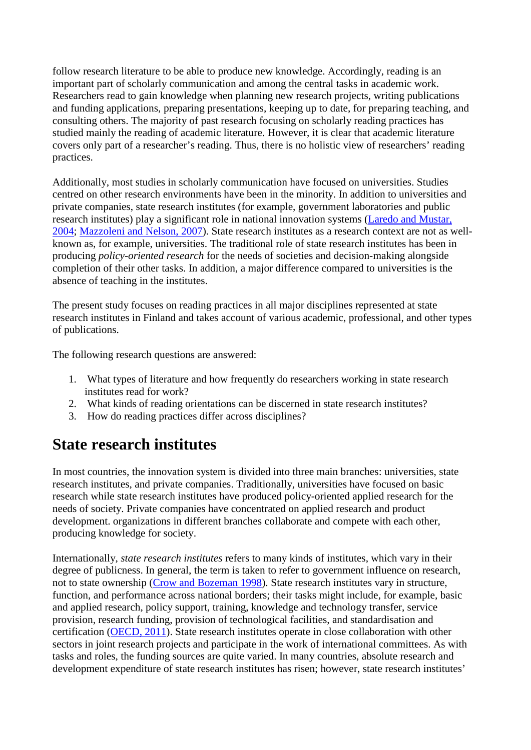follow research literature to be able to produce new knowledge. Accordingly, reading is an important part of scholarly communication and among the central tasks in academic work. Researchers read to gain knowledge when planning new research projects, writing publications and funding applications, preparing presentations, keeping up to date, for preparing teaching, and consulting others. The majority of past research focusing on scholarly reading practices has studied mainly the reading of academic literature. However, it is clear that academic literature covers only part of a researcher's reading. Thus, there is no holistic view of researchers' reading practices.

Additionally, most studies in scholarly communication have focused on universities. Studies centred on other research environments have been in the minority. In addition to universities and private companies, state research institutes (for example, government laboratories and public research institutes) play a significant role in national innovation systems (Laredo and Mustar, 2004; Mazzoleni and Nelson, 2007). State research institutes as a research context are not as well-known as, for example, universities. The traditional role of state research institutes has been in producing *policy-oriented research* for the needs of societies and decision-making alongside completion of their other tasks. In addition, a major difference compared to universities is the absence of teaching in the institutes.

The present study focuses on reading practices in all major disciplines represented at state research institutes in Finland and takes account of various academic, professional, and other types of publications.

The following research questions are answered:

1. What types of literature and how frequently do researchers working in state research institutes read for work?
2. What kinds of reading orientations can be discerned in state research institutes?
3. How do reading practices differ across disciplines?

## State research institutes

In most countries, the innovation system is divided into three main branches: universities, state research institutes, and private companies. Traditionally, universities have focused on basic research while state research institutes have produced policy-oriented applied research for the needs of society. Private companies have concentrated on applied research and product development. organizations in different branches collaborate and compete with each other, producing knowledge for society.

Internationally, *state research institutes* refers to many kinds of institutes, which vary in their degree of publicness. In general, the term is taken to refer to government influence on research, not to state ownership (Crow and Bozeman 1998). State research institutes vary in structure, function, and performance across national borders; their tasks might include, for example, basic and applied research, policy support, training, knowledge and technology transfer, service provision, research funding, provision of technological facilities, and standardisation and certification (OECD, 2011). State research institutes operate in close collaboration with other sectors in joint research projects and participate in the work of international committees. As with tasks and roles, the funding sources are quite varied. In many countries, absolute research and development expenditure of state research institutes has risen; however, state research institutes'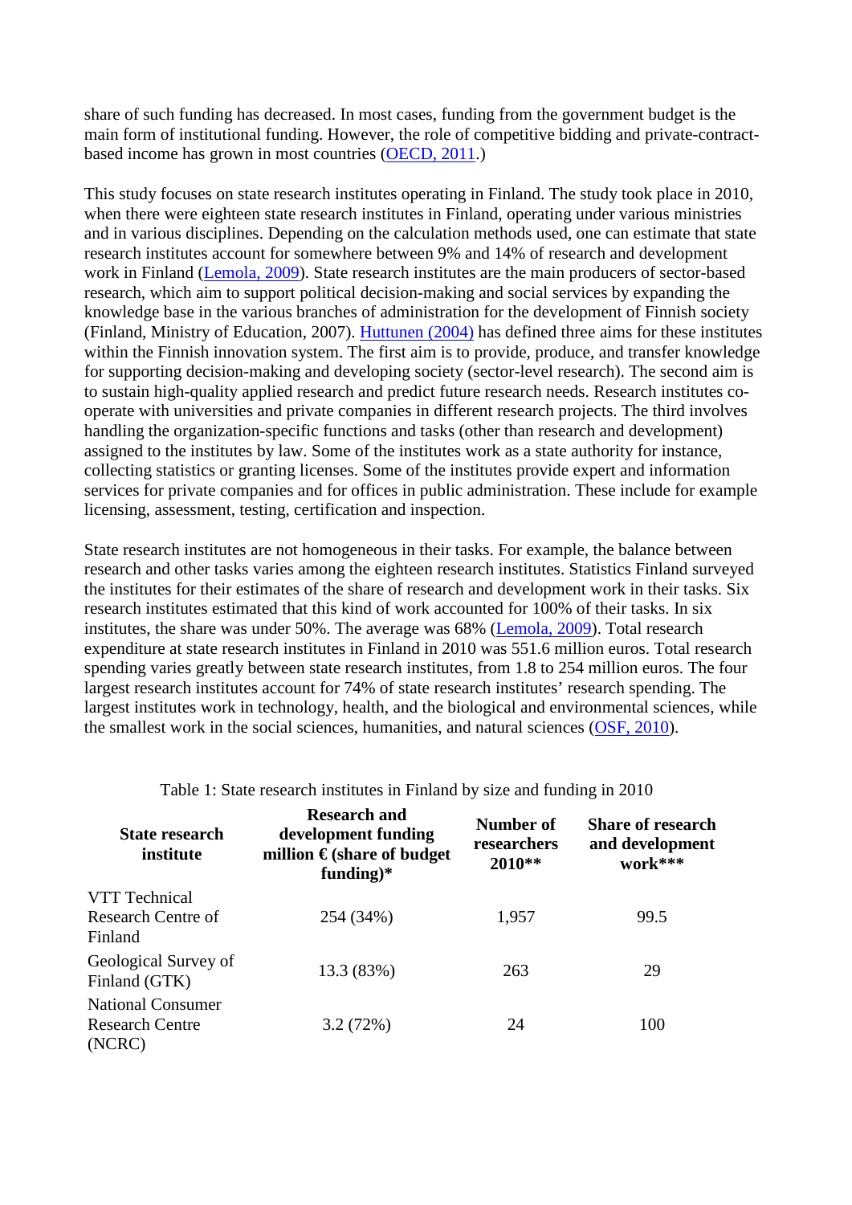share of such funding has decreased. In most cases, funding from the government budget is the main form of institutional funding. However, the role of competitive bidding and private-contract-based income has grown in most countries (OECD, 2011.)

This study focuses on state research institutes operating in Finland. The study took place in 2010, when there were eighteen state research institutes in Finland, operating under various ministries and in various disciplines. Depending on the calculation methods used, one can estimate that state research institutes account for somewhere between 9% and 14% of research and development work in Finland (Lemola, 2009). State research institutes are the main producers of sector-based research, which aim to support political decision-making and social services by expanding the knowledge base in the various branches of administration for the development of Finnish society (Finland, Ministry of Education, 2007). Huttunen (2004) has defined three aims for these institutes within the Finnish innovation system. The first aim is to provide, produce, and transfer knowledge for supporting decision-making and developing society (sector-level research). The second aim is to sustain high-quality applied research and predict future research needs. Research institutes co-operate with universities and private companies in different research projects. The third involves handling the organization-specific functions and tasks (other than research and development) assigned to the institutes by law. Some of the institutes work as a state authority for instance, collecting statistics or granting licenses. Some of the institutes provide expert and information services for private companies and for offices in public administration. These include for example licensing, assessment, testing, certification and inspection.

State research institutes are not homogeneous in their tasks. For example, the balance between research and other tasks varies among the eighteen research institutes. Statistics Finland surveyed the institutes for their estimates of the share of research and development work in their tasks. Six research institutes estimated that this kind of work accounted for 100% of their tasks. In six institutes, the share was under 50%. The average was 68% (Lemola, 2009). Total research expenditure at state research institutes in Finland in 2010 was 551.6 million euros. Total research spending varies greatly between state research institutes, from 1.8 to 254 million euros. The four largest research institutes account for 74% of state research institutes' research spending. The largest institutes work in technology, health, and the biological and environmental sciences, while the smallest work in the social sciences, humanities, and natural sciences (OSF, 2010).

Table 1: State research institutes in Finland by size and funding in 2010

| State research institute | Research and development funding million € (share of budget funding)* | Number of researchers 2010** | Share of research and development work*** |
|---|---|---|---|
| VTT Technical Research Centre of Finland | 254 (34%) | 1,957 | 99.5 |
| Geological Survey of Finland (GTK) | 13.3 (83%) | 263 | 29 |
| National Consumer Research Centre (NCRC) | 3.2 (72%) | 24 | 100 |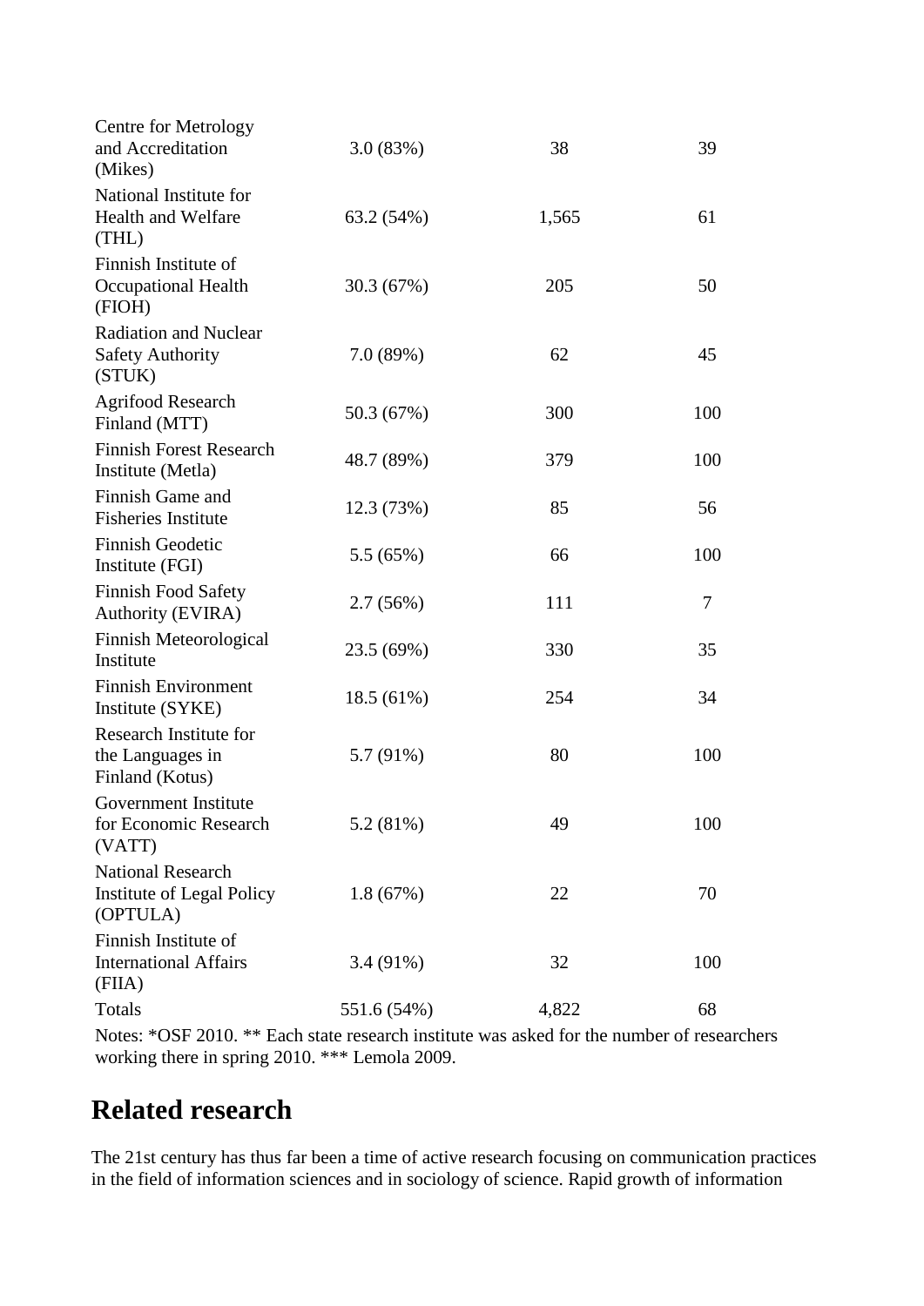| | | | |
|---|---|---|---|
| Centre for Metrology and Accreditation (Mikes) | 3.0 (83%) | 38 | 39 |
| National Institute for Health and Welfare (THL) | 63.2 (54%) | 1,565 | 61 |
| Finnish Institute of Occupational Health (FIOH) | 30.3 (67%) | 205 | 50 |
| Radiation and Nuclear Safety Authority (STUK) | 7.0 (89%) | 62 | 45 |
| Agrifood Research Finland (MTT) | 50.3 (67%) | 300 | 100 |
| Finnish Forest Research Institute (Metla) | 48.7 (89%) | 379 | 100 |
| Finnish Game and Fisheries Institute | 12.3 (73%) | 85 | 56 |
| Finnish Geodetic Institute (FGI) | 5.5 (65%) | 66 | 100 |
| Finnish Food Safety Authority (EVIRA) | 2.7 (56%) | 111 | 7 |
| Finnish Meteorological Institute | 23.5 (69%) | 330 | 35 |
| Finnish Environment Institute (SYKE) | 18.5 (61%) | 254 | 34 |
| Research Institute for the Languages in Finland (Kotus) | 5.7 (91%) | 80 | 100 |
| Government Institute for Economic Research (VATT) | 5.2 (81%) | 49 | 100 |
| National Research Institute of Legal Policy (OPTULA) | 1.8 (67%) | 22 | 70 |
| Finnish Institute of International Affairs (FIIA) | 3.4 (91%) | 32 | 100 |
| Totals | 551.6 (54%) | 4,822 | 68 |

Notes: *OSF 2010. ** Each state research institute was asked for the number of researchers working there in spring 2010. *** Lemola 2009.

## Related research

The 21st century has thus far been a time of active research focusing on communication practices in the field of information sciences and in sociology of science. Rapid growth of information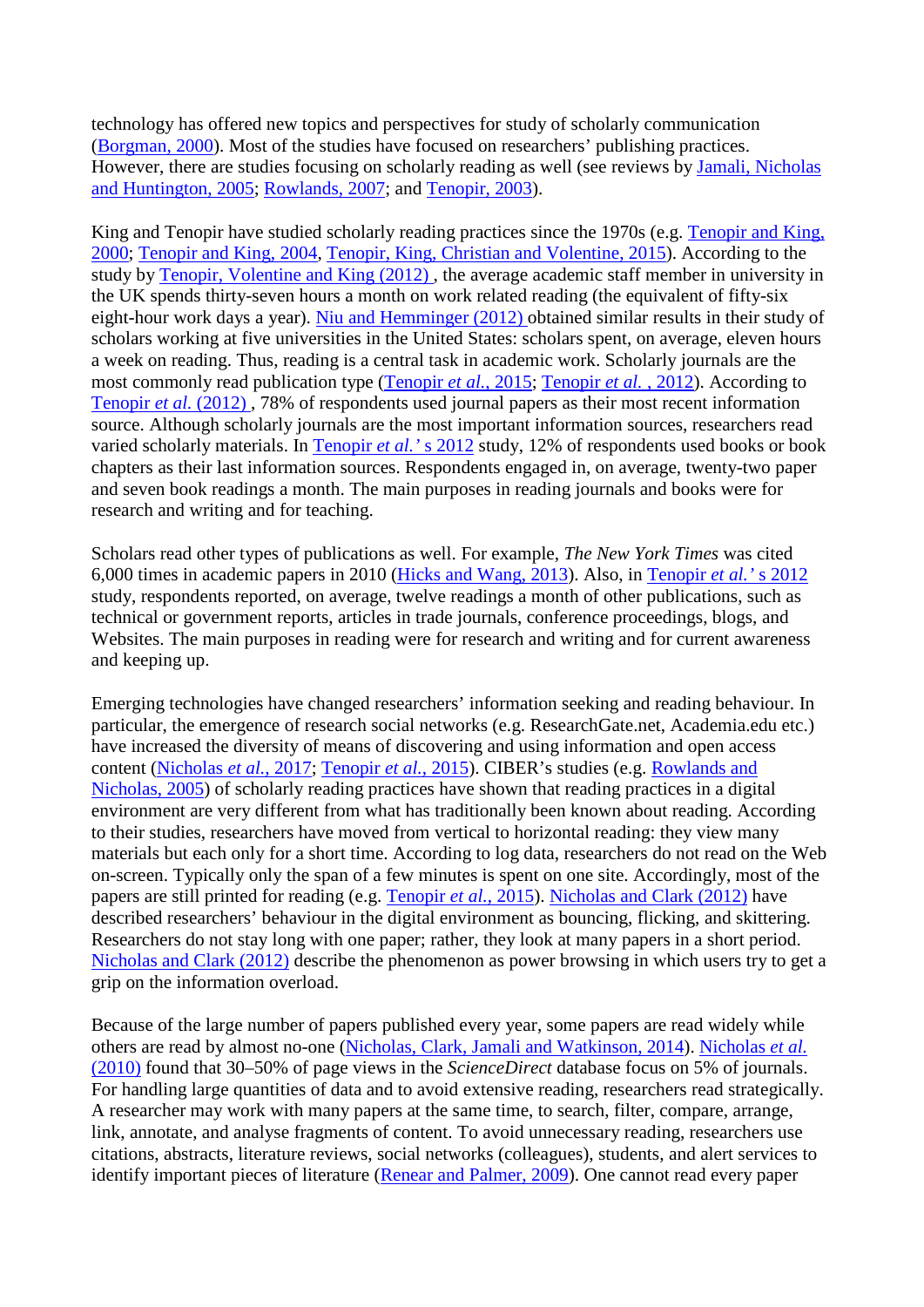technology has offered new topics and perspectives for study of scholarly communication (Borgman, 2000). Most of the studies have focused on researchers' publishing practices. However, there are studies focusing on scholarly reading as well (see reviews by Jamali, Nicholas and Huntington, 2005; Rowlands, 2007; and Tenopir, 2003).

King and Tenopir have studied scholarly reading practices since the 1970s (e.g. Tenopir and King, 2000; Tenopir and King, 2004, Tenopir, King, Christian and Volentine, 2015). According to the study by Tenopir, Volentine and King (2012) , the average academic staff member in university in the UK spends thirty-seven hours a month on work related reading (the equivalent of fifty-six eight-hour work days a year). Niu and Hemminger (2012) obtained similar results in their study of scholars working at five universities in the United States: scholars spent, on average, eleven hours a week on reading. Thus, reading is a central task in academic work. Scholarly journals are the most commonly read publication type (Tenopir *et al.*, 2015; Tenopir *et al.* , 2012). According to Tenopir *et al.* (2012) , 78% of respondents used journal papers as their most recent information source. Although scholarly journals are the most important information sources, researchers read varied scholarly materials. In Tenopir *et al.*' s 2012 study, 12% of respondents used books or book chapters as their last information sources. Respondents engaged in, on average, twenty-two paper and seven book readings a month. The main purposes in reading journals and books were for research and writing and for teaching.

Scholars read other types of publications as well. For example, *The New York Times* was cited 6,000 times in academic papers in 2010 (Hicks and Wang, 2013). Also, in Tenopir *et al.*' s 2012 study, respondents reported, on average, twelve readings a month of other publications, such as technical or government reports, articles in trade journals, conference proceedings, blogs, and Websites. The main purposes in reading were for research and writing and for current awareness and keeping up.

Emerging technologies have changed researchers' information seeking and reading behaviour. In particular, the emergence of research social networks (e.g. ResearchGate.net, Academia.edu etc.) have increased the diversity of means of discovering and using information and open access content (Nicholas *et al.*, 2017; Tenopir *et al.*, 2015). CIBER's studies (e.g. Rowlands and Nicholas, 2005) of scholarly reading practices have shown that reading practices in a digital environment are very different from what has traditionally been known about reading. According to their studies, researchers have moved from vertical to horizontal reading: they view many materials but each only for a short time. According to log data, researchers do not read on the Web on-screen. Typically only the span of a few minutes is spent on one site. Accordingly, most of the papers are still printed for reading (e.g. Tenopir *et al.*, 2015). Nicholas and Clark (2012) have described researchers' behaviour in the digital environment as bouncing, flicking, and skittering. Researchers do not stay long with one paper; rather, they look at many papers in a short period. Nicholas and Clark (2012) describe the phenomenon as power browsing in which users try to get a grip on the information overload.

Because of the large number of papers published every year, some papers are read widely while others are read by almost no-one (Nicholas, Clark, Jamali and Watkinson, 2014). Nicholas *et al.* (2010) found that 30–50% of page views in the *ScienceDirect* database focus on 5% of journals. For handling large quantities of data and to avoid extensive reading, researchers read strategically. A researcher may work with many papers at the same time, to search, filter, compare, arrange, link, annotate, and analyse fragments of content. To avoid unnecessary reading, researchers use citations, abstracts, literature reviews, social networks (colleagues), students, and alert services to identify important pieces of literature (Renear and Palmer, 2009). One cannot read every paper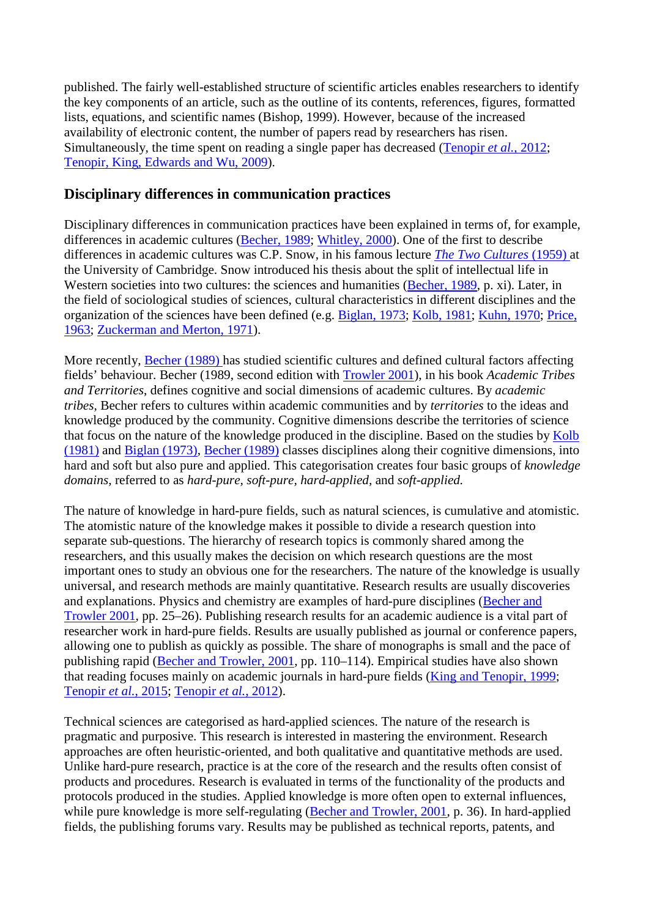published. The fairly well-established structure of scientific articles enables researchers to identify the key components of an article, such as the outline of its contents, references, figures, formatted lists, equations, and scientific names (Bishop, 1999). However, because of the increased availability of electronic content, the number of papers read by researchers has risen. Simultaneously, the time spent on reading a single paper has decreased (Tenopir *et al.*, 2012; Tenopir, King, Edwards and Wu, 2009).

## Disciplinary differences in communication practices

Disciplinary differences in communication practices have been explained in terms of, for example, differences in academic cultures (Becher, 1989; Whitley, 2000). One of the first to describe differences in academic cultures was C.P. Snow, in his famous lecture *The Two Cultures* (1959) at the University of Cambridge. Snow introduced his thesis about the split of intellectual life in Western societies into two cultures: the sciences and humanities (Becher, 1989, p. xi). Later, in the field of sociological studies of sciences, cultural characteristics in different disciplines and the organization of the sciences have been defined (e.g. Biglan, 1973; Kolb, 1981; Kuhn, 1970; Price, 1963; Zuckerman and Merton, 1971).

More recently, Becher (1989) has studied scientific cultures and defined cultural factors affecting fields' behaviour. Becher (1989, second edition with Trowler 2001), in his book *Academic Tribes and Territories*, defines cognitive and social dimensions of academic cultures. By *academic tribes*, Becher refers to cultures within academic communities and by *territories* to the ideas and knowledge produced by the community. Cognitive dimensions describe the territories of science that focus on the nature of the knowledge produced in the discipline. Based on the studies by Kolb (1981) and Biglan (1973), Becher (1989) classes disciplines along their cognitive dimensions, into hard and soft but also pure and applied. This categorisation creates four basic groups of *knowledge domains*, referred to as *hard-pure, soft-pure, hard-applied,* and *soft-applied.*

The nature of knowledge in hard-pure fields, such as natural sciences, is cumulative and atomistic. The atomistic nature of the knowledge makes it possible to divide a research question into separate sub-questions. The hierarchy of research topics is commonly shared among the researchers, and this usually makes the decision on which research questions are the most important ones to study an obvious one for the researchers. The nature of the knowledge is usually universal, and research methods are mainly quantitative. Research results are usually discoveries and explanations. Physics and chemistry are examples of hard-pure disciplines (Becher and Trowler 2001, pp. 25–26). Publishing research results for an academic audience is a vital part of researcher work in hard-pure fields. Results are usually published as journal or conference papers, allowing one to publish as quickly as possible. The share of monographs is small and the pace of publishing rapid (Becher and Trowler, 2001, pp. 110–114). Empirical studies have also shown that reading focuses mainly on academic journals in hard-pure fields (King and Tenopir, 1999; Tenopir *et al.*, 2015; Tenopir *et al.*, 2012).

Technical sciences are categorised as hard-applied sciences. The nature of the research is pragmatic and purposive. This research is interested in mastering the environment. Research approaches are often heuristic-oriented, and both qualitative and quantitative methods are used. Unlike hard-pure research, practice is at the core of the research and the results often consist of products and procedures. Research is evaluated in terms of the functionality of the products and protocols produced in the studies. Applied knowledge is more often open to external influences, while pure knowledge is more self-regulating (Becher and Trowler, 2001, p. 36). In hard-applied fields, the publishing forums vary. Results may be published as technical reports, patents, and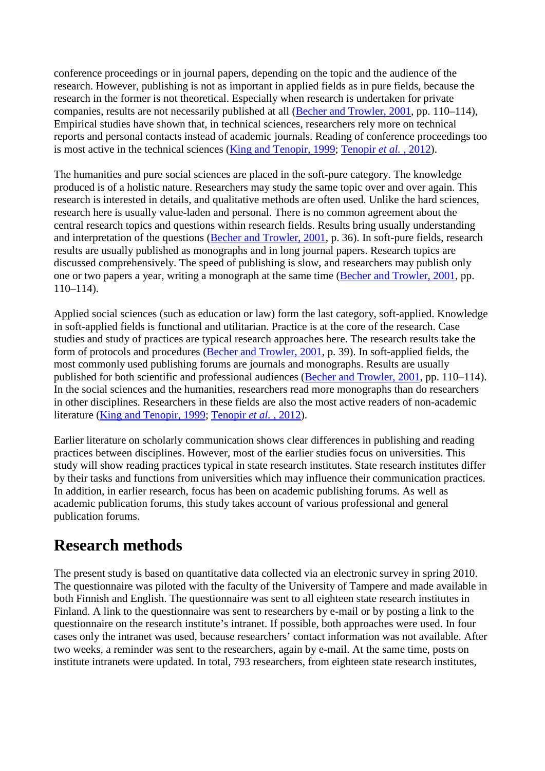conference proceedings or in journal papers, depending on the topic and the audience of the research. However, publishing is not as important in applied fields as in pure fields, because the research in the former is not theoretical. Especially when research is undertaken for private companies, results are not necessarily published at all (Becher and Trowler, 2001, pp. 110–114), Empirical studies have shown that, in technical sciences, researchers rely more on technical reports and personal contacts instead of academic journals. Reading of conference proceedings too is most active in the technical sciences (King and Tenopir, 1999; Tenopir *et al.* , 2012).

The humanities and pure social sciences are placed in the soft-pure category. The knowledge produced is of a holistic nature. Researchers may study the same topic over and over again. This research is interested in details, and qualitative methods are often used. Unlike the hard sciences, research here is usually value-laden and personal. There is no common agreement about the central research topics and questions within research fields. Results bring usually understanding and interpretation of the questions (Becher and Trowler, 2001, p. 36). In soft-pure fields, research results are usually published as monographs and in long journal papers. Research topics are discussed comprehensively. The speed of publishing is slow, and researchers may publish only one or two papers a year, writing a monograph at the same time (Becher and Trowler, 2001, pp. 110–114).

Applied social sciences (such as education or law) form the last category, soft-applied. Knowledge in soft-applied fields is functional and utilitarian. Practice is at the core of the research. Case studies and study of practices are typical research approaches here. The research results take the form of protocols and procedures (Becher and Trowler, 2001, p. 39). In soft-applied fields, the most commonly used publishing forums are journals and monographs. Results are usually published for both scientific and professional audiences (Becher and Trowler, 2001, pp. 110–114). In the social sciences and the humanities, researchers read more monographs than do researchers in other disciplines. Researchers in these fields are also the most active readers of non-academic literature (King and Tenopir, 1999; Tenopir *et al.* , 2012).

Earlier literature on scholarly communication shows clear differences in publishing and reading practices between disciplines. However, most of the earlier studies focus on universities. This study will show reading practices typical in state research institutes. State research institutes differ by their tasks and functions from universities which may influence their communication practices. In addition, in earlier research, focus has been on academic publishing forums. As well as academic publication forums, this study takes account of various professional and general publication forums.

## Research methods

The present study is based on quantitative data collected via an electronic survey in spring 2010. The questionnaire was piloted with the faculty of the University of Tampere and made available in both Finnish and English. The questionnaire was sent to all eighteen state research institutes in Finland. A link to the questionnaire was sent to researchers by e-mail or by posting a link to the questionnaire on the research institute's intranet. If possible, both approaches were used. In four cases only the intranet was used, because researchers' contact information was not available. After two weeks, a reminder was sent to the researchers, again by e-mail. At the same time, posts on institute intranets were updated. In total, 793 researchers, from eighteen state research institutes,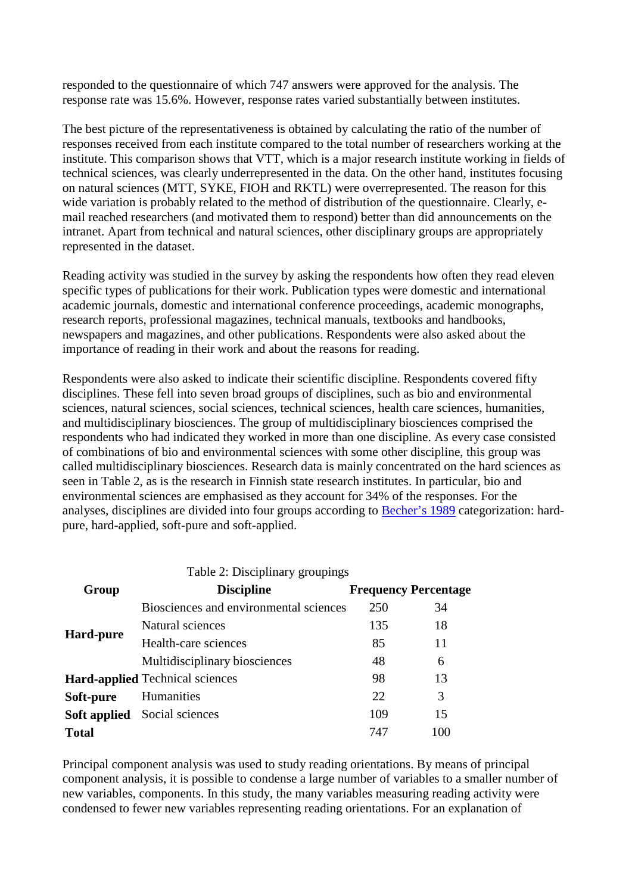responded to the questionnaire of which 747 answers were approved for the analysis. The response rate was 15.6%. However, response rates varied substantially between institutes.

The best picture of the representativeness is obtained by calculating the ratio of the number of responses received from each institute compared to the total number of researchers working at the institute. This comparison shows that VTT, which is a major research institute working in fields of technical sciences, was clearly underrepresented in the data. On the other hand, institutes focusing on natural sciences (MTT, SYKE, FIOH and RKTL) were overrepresented. The reason for this wide variation is probably related to the method of distribution of the questionnaire. Clearly, e-mail reached researchers (and motivated them to respond) better than did announcements on the intranet. Apart from technical and natural sciences, other disciplinary groups are appropriately represented in the dataset.

Reading activity was studied in the survey by asking the respondents how often they read eleven specific types of publications for their work. Publication types were domestic and international academic journals, domestic and international conference proceedings, academic monographs, research reports, professional magazines, technical manuals, textbooks and handbooks, newspapers and magazines, and other publications. Respondents were also asked about the importance of reading in their work and about the reasons for reading.

Respondents were also asked to indicate their scientific discipline. Respondents covered fifty disciplines. These fell into seven broad groups of disciplines, such as bio and environmental sciences, natural sciences, social sciences, technical sciences, health care sciences, humanities, and multidisciplinary biosciences. The group of multidisciplinary biosciences comprised the respondents who had indicated they worked in more than one discipline. As every case consisted of combinations of bio and environmental sciences with some other discipline, this group was called multidisciplinary biosciences. Research data is mainly concentrated on the hard sciences as seen in Table 2, as is the research in Finnish state research institutes. In particular, bio and environmental sciences are emphasised as they account for 34% of the responses. For the analyses, disciplines are divided into four groups according to Becher's 1989 categorization: hard-pure, hard-applied, soft-pure and soft-applied.

Table 2: Disciplinary groupings

| Group | Discipline | Frequency | Percentage |
|---|---|---|---|
| **Hard-pure** | Biosciences and environmental sciences | 250 | 34 |
| | Natural sciences | 135 | 18 |
| | Health-care sciences | 85 | 11 |
| | Multidisciplinary biosciences | 48 | 6 |
| **Hard-applied** | Technical sciences | 98 | 13 |
| **Soft-pure** | Humanities | 22 | 3 |
| **Soft applied** | Social sciences | 109 | 15 |
| **Total** | | 747 | 100 |

Principal component analysis was used to study reading orientations. By means of principal component analysis, it is possible to condense a large number of variables to a smaller number of new variables, components. In this study, the many variables measuring reading activity were condensed to fewer new variables representing reading orientations. For an explanation of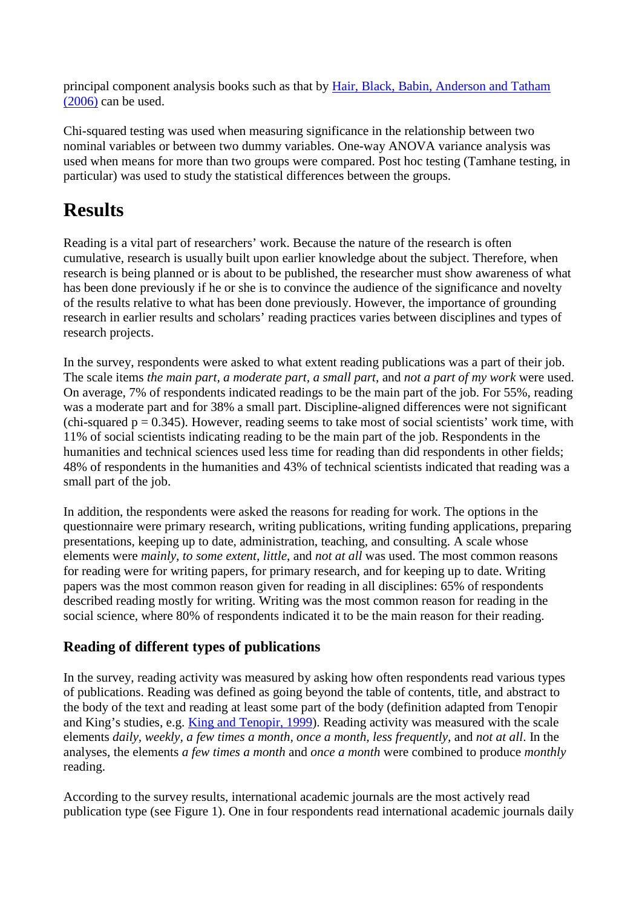principal component analysis books such as that by [Hair, Black, Babin, Anderson and Tatham (2006)](#) can be used.

Chi-squared testing was used when measuring significance in the relationship between two nominal variables or between two dummy variables. One-way ANOVA variance analysis was used when means for more than two groups were compared. Post hoc testing (Tamhane testing, in particular) was used to study the statistical differences between the groups.

# Results

Reading is a vital part of researchers' work. Because the nature of the research is often cumulative, research is usually built upon earlier knowledge about the subject. Therefore, when research is being planned or is about to be published, the researcher must show awareness of what has been done previously if he or she is to convince the audience of the significance and novelty of the results relative to what has been done previously. However, the importance of grounding research in earlier results and scholars' reading practices varies between disciplines and types of research projects.

In the survey, respondents were asked to what extent reading publications was a part of their job. The scale items *the main part, a moderate part, a small part*, and *not a part of my work* were used. On average, 7% of respondents indicated readings to be the main part of the job. For 55%, reading was a moderate part and for 38% a small part. Discipline-aligned differences were not significant (chi-squared $p = 0.345$). However, reading seems to take most of social scientists' work time, with 11% of social scientists indicating reading to be the main part of the job. Respondents in the humanities and technical sciences used less time for reading than did respondents in other fields; 48% of respondents in the humanities and 43% of technical scientists indicated that reading was a small part of the job.

In addition, the respondents were asked the reasons for reading for work. The options in the questionnaire were primary research, writing publications, writing funding applications, preparing presentations, keeping up to date, administration, teaching, and consulting. A scale whose elements were *mainly, to some extent, little*, and *not at all* was used. The most common reasons for reading were for writing papers, for primary research, and for keeping up to date. Writing papers was the most common reason given for reading in all disciplines: 65% of respondents described reading mostly for writing. Writing was the most common reason for reading in the social science, where 80% of respondents indicated it to be the main reason for their reading.

## Reading of different types of publications

In the survey, reading activity was measured by asking how often respondents read various types of publications. Reading was defined as going beyond the table of contents, title, and abstract to the body of the text and reading at least some part of the body (definition adapted from Tenopir and King's studies, e.g. [King and Tenopir, 1999](#)). Reading activity was measured with the scale elements *daily, weekly, a few times a month, once a month, less frequently,* and *not at all*. In the analyses, the elements *a few times a month* and *once a month* were combined to produce *monthly* reading.

According to the survey results, international academic journals are the most actively read publication type (see Figure 1). One in four respondents read international academic journals daily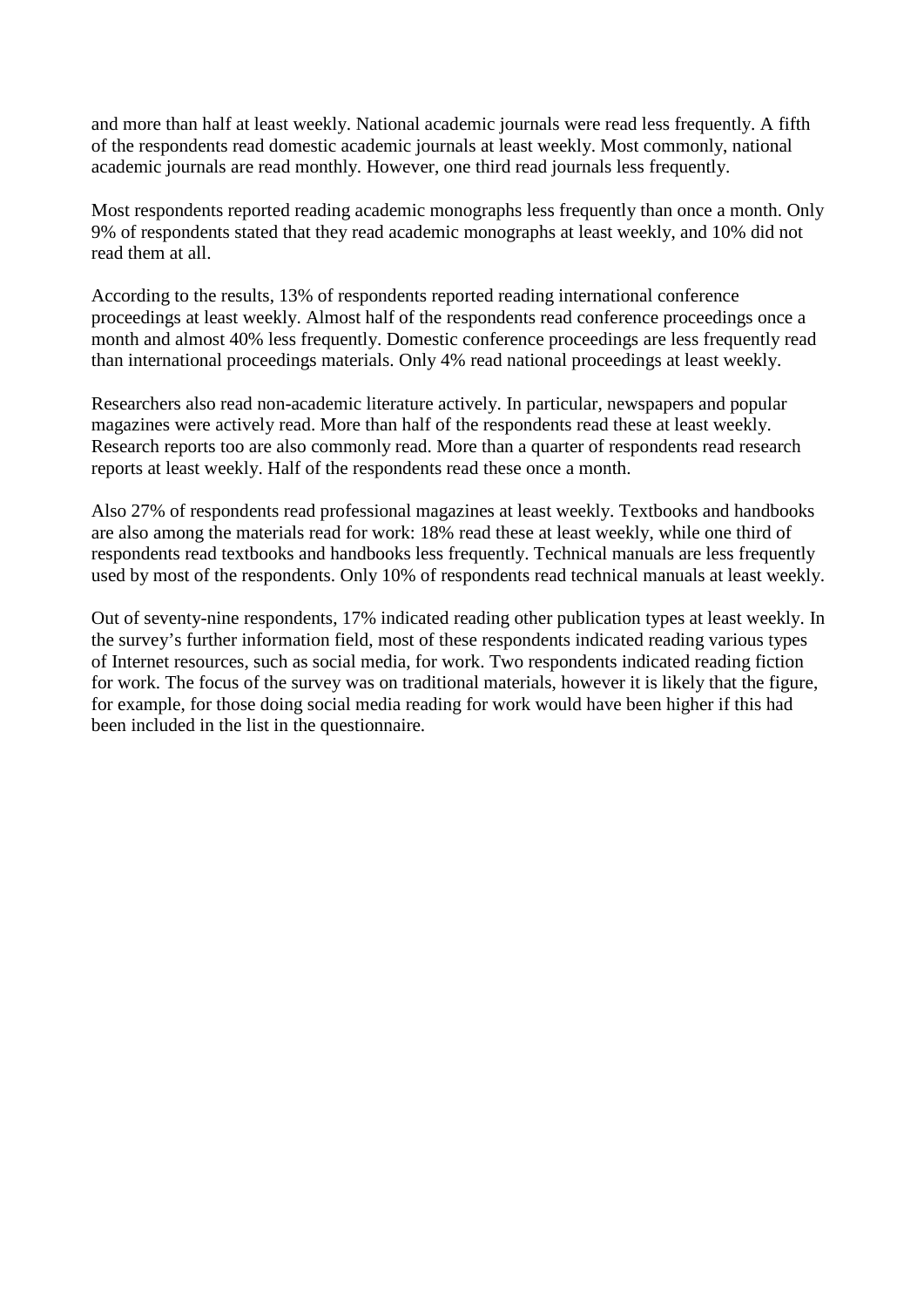and more than half at least weekly. National academic journals were read less frequently. A fifth of the respondents read domestic academic journals at least weekly. Most commonly, national academic journals are read monthly. However, one third read journals less frequently.

Most respondents reported reading academic monographs less frequently than once a month. Only 9% of respondents stated that they read academic monographs at least weekly, and 10% did not read them at all.

According to the results, 13% of respondents reported reading international conference proceedings at least weekly. Almost half of the respondents read conference proceedings once a month and almost 40% less frequently. Domestic conference proceedings are less frequently read than international proceedings materials. Only 4% read national proceedings at least weekly.

Researchers also read non-academic literature actively. In particular, newspapers and popular magazines were actively read. More than half of the respondents read these at least weekly. Research reports too are also commonly read. More than a quarter of respondents read research reports at least weekly. Half of the respondents read these once a month.

Also 27% of respondents read professional magazines at least weekly. Textbooks and handbooks are also among the materials read for work: 18% read these at least weekly, while one third of respondents read textbooks and handbooks less frequently. Technical manuals are less frequently used by most of the respondents. Only 10% of respondents read technical manuals at least weekly.

Out of seventy-nine respondents, 17% indicated reading other publication types at least weekly. In the survey's further information field, most of these respondents indicated reading various types of Internet resources, such as social media, for work. Two respondents indicated reading fiction for work. The focus of the survey was on traditional materials, however it is likely that the figure, for example, for those doing social media reading for work would have been higher if this had been included in the list in the questionnaire.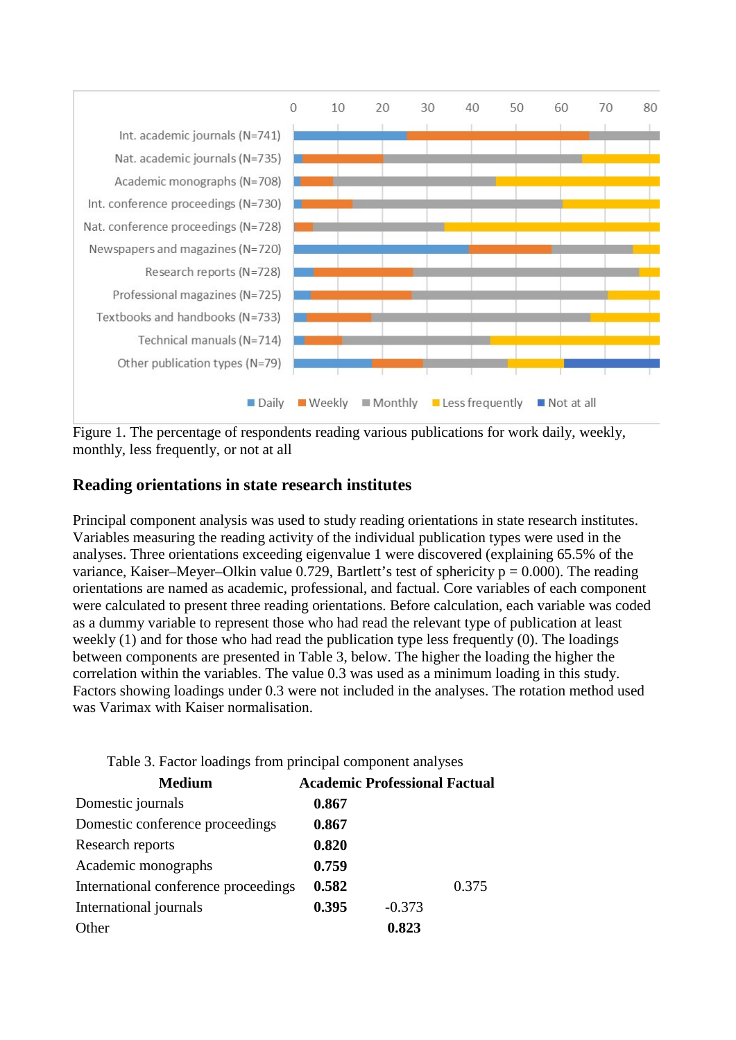Figure 1. The percentage of respondents reading various publications for work daily, weekly, monthly, less frequently, or not at all

## Reading orientations in state research institutes

Principal component analysis was used to study reading orientations in state research institutes. Variables measuring the reading activity of the individual publication types were used in the analyses. Three orientations exceeding eigenvalue 1 were discovered (explaining 65.5% of the variance, Kaiser–Meyer–Olkin value 0.729, Bartlett's test of sphericity p = 0.000). The reading orientations are named as academic, professional, and factual. Core variables of each component were calculated to present three reading orientations. Before calculation, each variable was coded as a dummy variable to represent those who had read the relevant type of publication at least weekly (1) and for those who had read the publication type less frequently (0). The loadings between components are presented in Table 3, below. The higher the loading the higher the correlation within the variables. The value 0.3 was used as a minimum loading in this study. Factors showing loadings under 0.3 were not included in the analyses. The rotation method used was Varimax with Kaiser normalisation.

Table 3. Factor loadings from principal component analyses

| Medium | Academic | Professional | Factual |
|---|---|---|---|
| Domestic journals | **0.867** | | |
| Domestic conference proceedings | **0.867** | | |
| Research reports | **0.820** | | |
| Academic monographs | **0.759** | | |
| International conference proceedings | **0.582** | | 0.375 |
| International journals | **0.395** | -0.373 | |
| Other | | **0.823** | |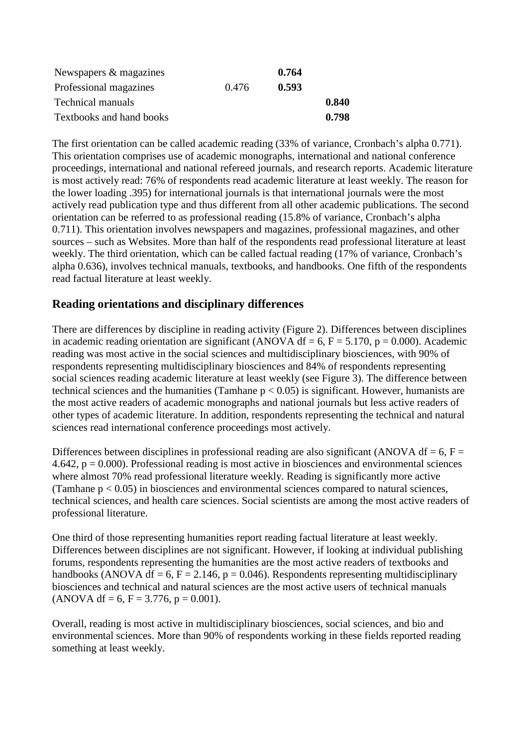| | | | |
|---|---|---|---|
| Newspapers & magazines | | **0.764** | |
| Professional magazines | 0.476 | **0.593** | |
| Technical manuals | | | **0.840** |
| Textbooks and hand books | | | **0.798** |

The first orientation can be called academic reading (33% of variance, Cronbach's alpha 0.771). This orientation comprises use of academic monographs, international and national conference proceedings, international and national refereed journals, and research reports. Academic literature is most actively read: 76% of respondents read academic literature at least weekly. The reason for the lower loading .395) for international journals is that international journals were the most actively read publication type and thus different from all other academic publications. The second orientation can be referred to as professional reading (15.8% of variance, Cronbach's alpha 0.711). This orientation involves newspapers and magazines, professional magazines, and other sources – such as Websites. More than half of the respondents read professional literature at least weekly. The third orientation, which can be called factual reading (17% of variance, Cronbach's alpha 0.636), involves technical manuals, textbooks, and handbooks. One fifth of the respondents read factual literature at least weekly.

## Reading orientations and disciplinary differences

There are differences by discipline in reading activity (Figure 2). Differences between disciplines in academic reading orientation are significant (ANOVA df = 6, $F = 5.170$, $p = 0.000$). Academic reading was most active in the social sciences and multidisciplinary biosciences, with 90% of respondents representing multidisciplinary biosciences and 84% of respondents representing social sciences reading academic literature at least weekly (see Figure 3). The difference between technical sciences and the humanities (Tamhane $p < 0.05$) is significant. However, humanists are the most active readers of academic monographs and national journals but less active readers of other types of academic literature. In addition, respondents representing the technical and natural sciences read international conference proceedings most actively.

Differences between disciplines in professional reading are also significant (ANOVA df = 6, $F = 4.642$, $p = 0.000$). Professional reading is most active in biosciences and environmental sciences where almost 70% read professional literature weekly. Reading is significantly more active (Tamhane $p < 0.05$) in biosciences and environmental sciences compared to natural sciences, technical sciences, and health care sciences. Social scientists are among the most active readers of professional literature.

One third of those representing humanities report reading factual literature at least weekly. Differences between disciplines are not significant. However, if looking at individual publishing forums, respondents representing the humanities are the most active readers of textbooks and handbooks (ANOVA df = 6, $F = 2.146$, $p = 0.046$). Respondents representing multidisciplinary biosciences and technical and natural sciences are the most active users of technical manuals (ANOVA df = 6, $F = 3.776$, $p = 0.001$).

Overall, reading is most active in multidisciplinary biosciences, social sciences, and bio and environmental sciences. More than 90% of respondents working in these fields reported reading something at least weekly.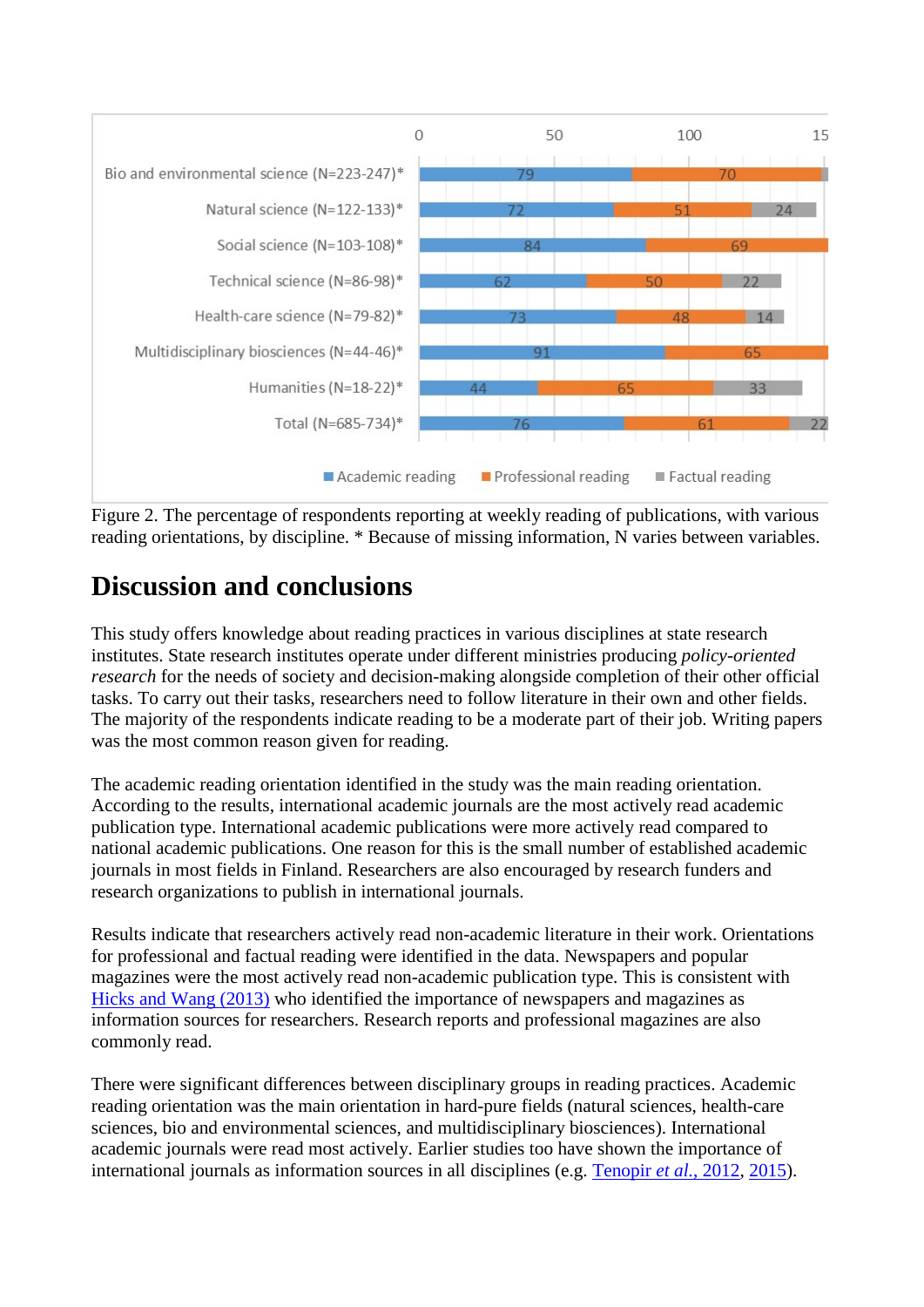Figure 2. The percentage of respondents reporting at weekly reading of publications, with various reading orientations, by discipline. * Because of missing information, N varies between variables.

## Discussion and conclusions

This study offers knowledge about reading practices in various disciplines at state research institutes. State research institutes operate under different ministries producing *policy-oriented research* for the needs of society and decision-making alongside completion of their other official tasks. To carry out their tasks, researchers need to follow literature in their own and other fields. The majority of the respondents indicate reading to be a moderate part of their job. Writing papers was the most common reason given for reading.

The academic reading orientation identified in the study was the main reading orientation. According to the results, international academic journals are the most actively read academic publication type. International academic publications were more actively read compared to national academic publications. One reason for this is the small number of established academic journals in most fields in Finland. Researchers are also encouraged by research funders and research organizations to publish in international journals.

Results indicate that researchers actively read non-academic literature in their work. Orientations for professional and factual reading were identified in the data. Newspapers and popular magazines were the most actively read non-academic publication type. This is consistent with Hicks and Wang (2013) who identified the importance of newspapers and magazines as information sources for researchers. Research reports and professional magazines are also commonly read.

There were significant differences between disciplinary groups in reading practices. Academic reading orientation was the main orientation in hard-pure fields (natural sciences, health-care sciences, bio and environmental sciences, and multidisciplinary biosciences). International academic journals were read most actively. Earlier studies too have shown the importance of international journals as information sources in all disciplines (e.g. Tenopir *et al.*, 2012, 2015).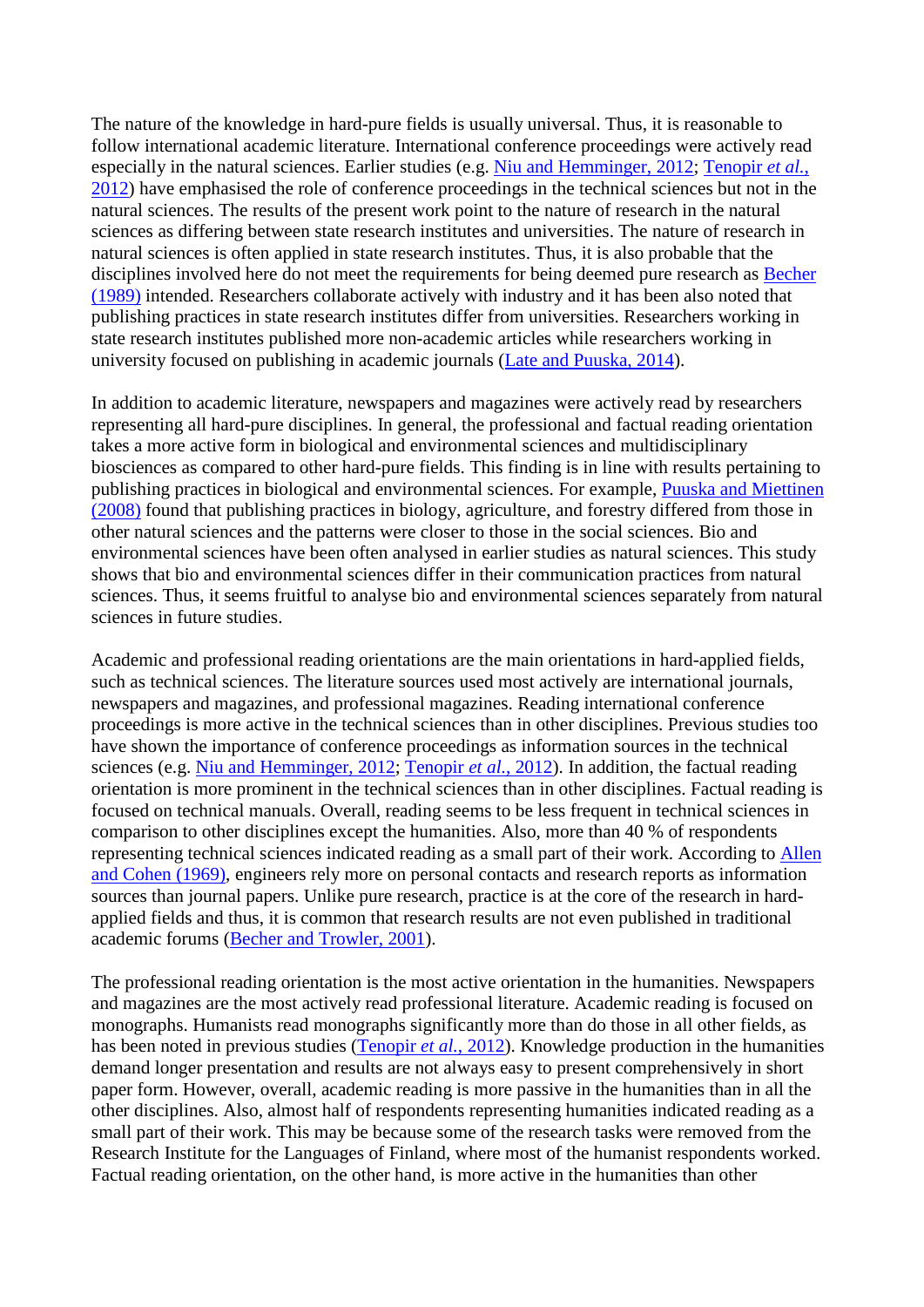The nature of the knowledge in hard-pure fields is usually universal. Thus, it is reasonable to follow international academic literature. International conference proceedings were actively read especially in the natural sciences. Earlier studies (e.g. Niu and Hemminger, 2012; Tenopir *et al.*, 2012) have emphasised the role of conference proceedings in the technical sciences but not in the natural sciences. The results of the present work point to the nature of research in the natural sciences as differing between state research institutes and universities. The nature of research in natural sciences is often applied in state research institutes. Thus, it is also probable that the disciplines involved here do not meet the requirements for being deemed pure research as Becher (1989) intended. Researchers collaborate actively with industry and it has been also noted that publishing practices in state research institutes differ from universities. Researchers working in state research institutes published more non-academic articles while researchers working in university focused on publishing in academic journals (Late and Puuska, 2014).

In addition to academic literature, newspapers and magazines were actively read by researchers representing all hard-pure disciplines. In general, the professional and factual reading orientation takes a more active form in biological and environmental sciences and multidisciplinary biosciences as compared to other hard-pure fields. This finding is in line with results pertaining to publishing practices in biological and environmental sciences. For example, Puuska and Miettinen (2008) found that publishing practices in biology, agriculture, and forestry differed from those in other natural sciences and the patterns were closer to those in the social sciences. Bio and environmental sciences have been often analysed in earlier studies as natural sciences. This study shows that bio and environmental sciences differ in their communication practices from natural sciences. Thus, it seems fruitful to analyse bio and environmental sciences separately from natural sciences in future studies.

Academic and professional reading orientations are the main orientations in hard-applied fields, such as technical sciences. The literature sources used most actively are international journals, newspapers and magazines, and professional magazines. Reading international conference proceedings is more active in the technical sciences than in other disciplines. Previous studies too have shown the importance of conference proceedings as information sources in the technical sciences (e.g. Niu and Hemminger, 2012; Tenopir *et al.*, 2012). In addition, the factual reading orientation is more prominent in the technical sciences than in other disciplines. Factual reading is focused on technical manuals. Overall, reading seems to be less frequent in technical sciences in comparison to other disciplines except the humanities. Also, more than 40 % of respondents representing technical sciences indicated reading as a small part of their work. According to Allen and Cohen (1969), engineers rely more on personal contacts and research reports as information sources than journal papers. Unlike pure research, practice is at the core of the research in hard-applied fields and thus, it is common that research results are not even published in traditional academic forums (Becher and Trowler, 2001).

The professional reading orientation is the most active orientation in the humanities. Newspapers and magazines are the most actively read professional literature. Academic reading is focused on monographs. Humanists read monographs significantly more than do those in all other fields, as has been noted in previous studies (Tenopir *et al.*, 2012). Knowledge production in the humanities demand longer presentation and results are not always easy to present comprehensively in short paper form. However, overall, academic reading is more passive in the humanities than in all the other disciplines. Also, almost half of respondents representing humanities indicated reading as a small part of their work. This may be because some of the research tasks were removed from the Research Institute for the Languages of Finland, where most of the humanist respondents worked. Factual reading orientation, on the other hand, is more active in the humanities than other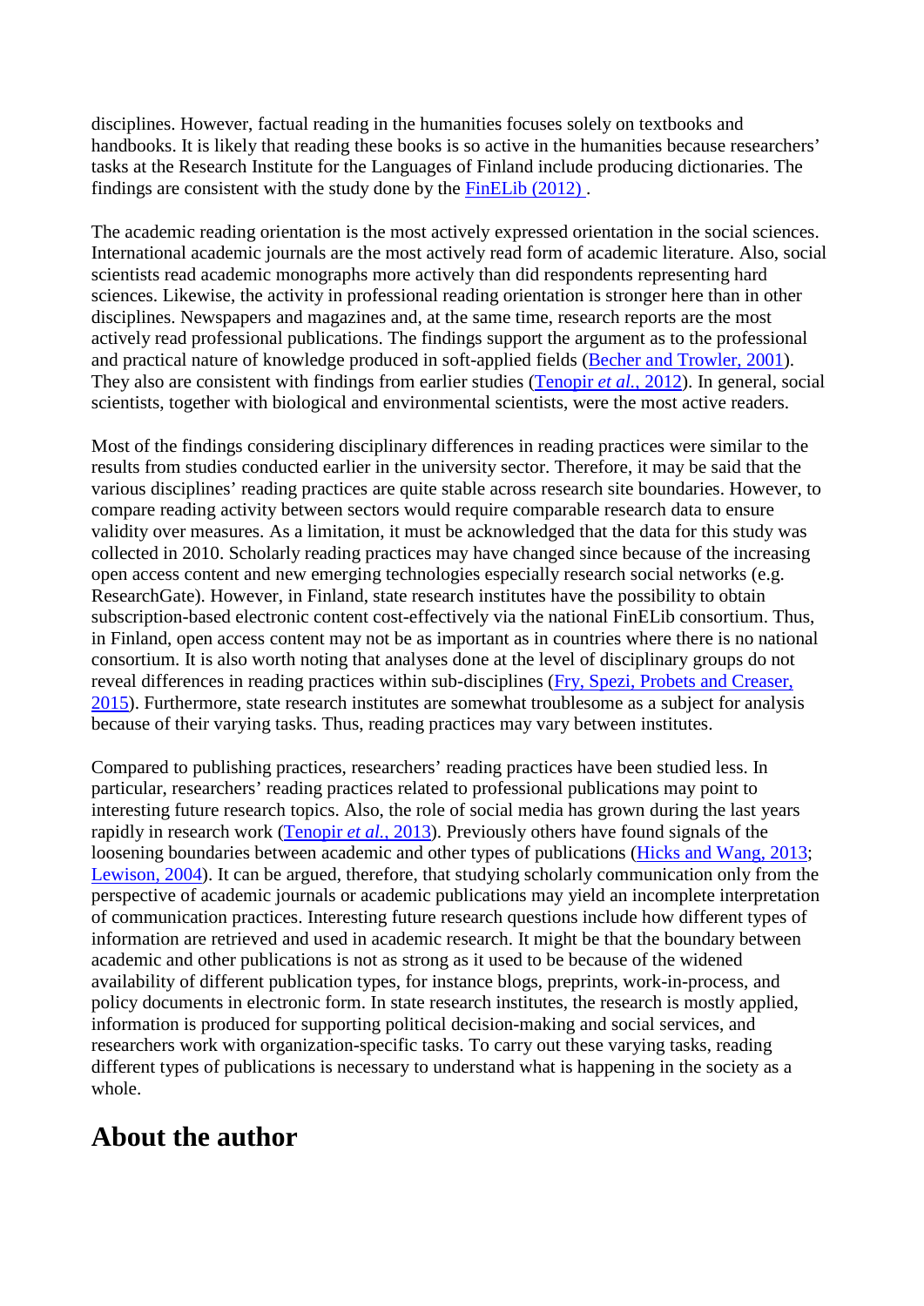disciplines. However, factual reading in the humanities focuses solely on textbooks and handbooks. It is likely that reading these books is so active in the humanities because researchers' tasks at the Research Institute for the Languages of Finland include producing dictionaries. The findings are consistent with the study done by the FinELib (2012) .

The academic reading orientation is the most actively expressed orientation in the social sciences. International academic journals are the most actively read form of academic literature. Also, social scientists read academic monographs more actively than did respondents representing hard sciences. Likewise, the activity in professional reading orientation is stronger here than in other disciplines. Newspapers and magazines and, at the same time, research reports are the most actively read professional publications. The findings support the argument as to the professional and practical nature of knowledge produced in soft-applied fields (Becher and Trowler, 2001). They also are consistent with findings from earlier studies (Tenopir *et al.*, 2012). In general, social scientists, together with biological and environmental scientists, were the most active readers.

Most of the findings considering disciplinary differences in reading practices were similar to the results from studies conducted earlier in the university sector. Therefore, it may be said that the various disciplines' reading practices are quite stable across research site boundaries. However, to compare reading activity between sectors would require comparable research data to ensure validity over measures. As a limitation, it must be acknowledged that the data for this study was collected in 2010. Scholarly reading practices may have changed since because of the increasing open access content and new emerging technologies especially research social networks (e.g. ResearchGate). However, in Finland, state research institutes have the possibility to obtain subscription-based electronic content cost-effectively via the national FinELib consortium. Thus, in Finland, open access content may not be as important as in countries where there is no national consortium. It is also worth noting that analyses done at the level of disciplinary groups do not reveal differences in reading practices within sub-disciplines (Fry, Spezi, Probets and Creaser, 2015). Furthermore, state research institutes are somewhat troublesome as a subject for analysis because of their varying tasks. Thus, reading practices may vary between institutes.

Compared to publishing practices, researchers' reading practices have been studied less. In particular, researchers' reading practices related to professional publications may point to interesting future research topics. Also, the role of social media has grown during the last years rapidly in research work (Tenopir *et al.*, 2013). Previously others have found signals of the loosening boundaries between academic and other types of publications (Hicks and Wang, 2013; Lewison, 2004). It can be argued, therefore, that studying scholarly communication only from the perspective of academic journals or academic publications may yield an incomplete interpretation of communication practices. Interesting future research questions include how different types of information are retrieved and used in academic research. It might be that the boundary between academic and other publications is not as strong as it used to be because of the widened availability of different publication types, for instance blogs, preprints, work-in-process, and policy documents in electronic form. In state research institutes, the research is mostly applied, information is produced for supporting political decision-making and social services, and researchers work with organization-specific tasks. To carry out these varying tasks, reading different types of publications is necessary to understand what is happening in the society as a whole.

## About the author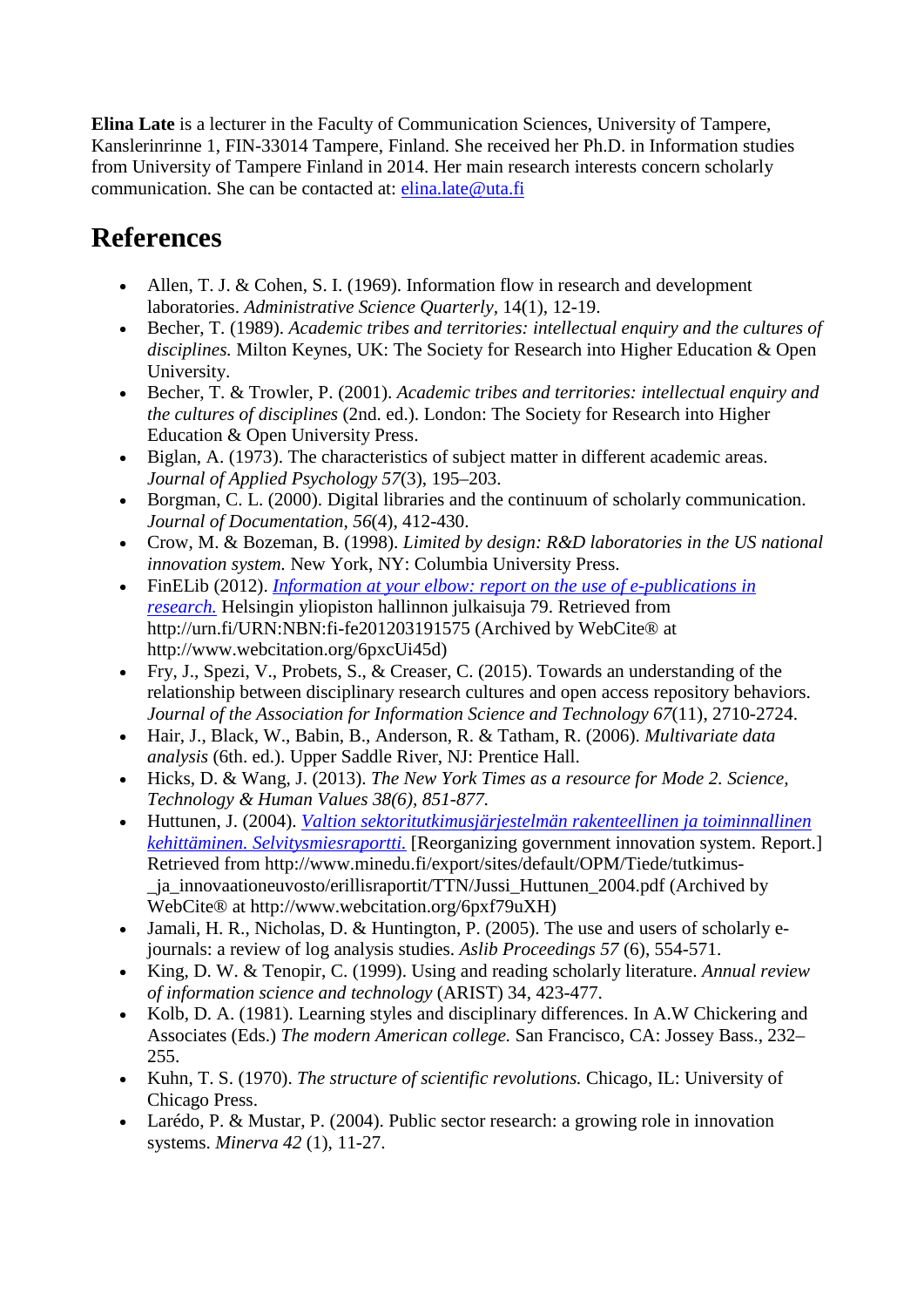**Elina Late** is a lecturer in the Faculty of Communication Sciences, University of Tampere, Kanslerinrinne 1, FIN-33014 Tampere, Finland. She received her Ph.D. in Information studies from University of Tampere Finland in 2014. Her main research interests concern scholarly communication. She can be contacted at: elina.late@uta.fi

# References

- Allen, T. J. & Cohen, S. I. (1969). Information flow in research and development laboratories. *Administrative Science Quarterly*, 14(1), 12-19.
- Becher, T. (1989). *Academic tribes and territories: intellectual enquiry and the cultures of disciplines.* Milton Keynes, UK: The Society for Research into Higher Education & Open University.
- Becher, T. & Trowler, P. (2001). *Academic tribes and territories: intellectual enquiry and the cultures of disciplines* (2nd. ed.). London: The Society for Research into Higher Education & Open University Press.
- Biglan, A. (1973). The characteristics of subject matter in different academic areas. *Journal of Applied Psychology 57*(3), 195–203.
- Borgman, C. L. (2000). Digital libraries and the continuum of scholarly communication. *Journal of Documentation, 56*(4), 412-430.
- Crow, M. & Bozeman, B. (1998). *Limited by design: R&D laboratories in the US national innovation system.* New York, NY: Columbia University Press.
- FinELib (2012). *Information at your elbow: report on the use of e-publications in research.* Helsingin yliopiston hallinnon julkaisuja 79. Retrieved from http://urn.fi/URN:NBN:fi-fe201203191575 (Archived by WebCite® at http://www.webcitation.org/6pxcUi45d)
- Fry, J., Spezi, V., Probets, S., & Creaser, C. (2015). Towards an understanding of the relationship between disciplinary research cultures and open access repository behaviors. *Journal of the Association for Information Science and Technology 67*(11), 2710-2724.
- Hair, J., Black, W., Babin, B., Anderson, R. & Tatham, R. (2006). *Multivariate data analysis* (6th. ed.). Upper Saddle River, NJ: Prentice Hall.
- Hicks, D. & Wang, J. (2013). *The New York Times as a resource for Mode 2. Science, Technology & Human Values 38(6), 851-877.*
- Huttunen, J. (2004). *Valtion sektoritutkimusjärjestelmän rakenteellinen ja toiminnallinen kehittäminen. Selvitysmiesraportti.* [Reorganizing government innovation system. Report.] Retrieved from http://www.minedu.fi/export/sites/default/OPM/Tiede/tutkimus-_ja_innovaationeuvosto/erillisraportit/TTN/Jussi_Huttunen_2004.pdf (Archived by WebCite® at http://www.webcitation.org/6pxf79uXH)
- Jamali, H. R., Nicholas, D. & Huntington, P. (2005). The use and users of scholarly e-journals: a review of log analysis studies. *Aslib Proceedings 57* (6), 554-571.
- King, D. W. & Tenopir, C. (1999). Using and reading scholarly literature. *Annual review of information science and technology* (ARIST) 34, 423-477.
- Kolb, D. A. (1981). Learning styles and disciplinary differences. In A.W Chickering and Associates (Eds.) *The modern American college.* San Francisco, CA: Jossey Bass., 232–255.
- Kuhn, T. S. (1970). *The structure of scientific revolutions.* Chicago, IL: University of Chicago Press.
- Larédo, P. & Mustar, P. (2004). Public sector research: a growing role in innovation systems. *Minerva 42* (1), 11-27.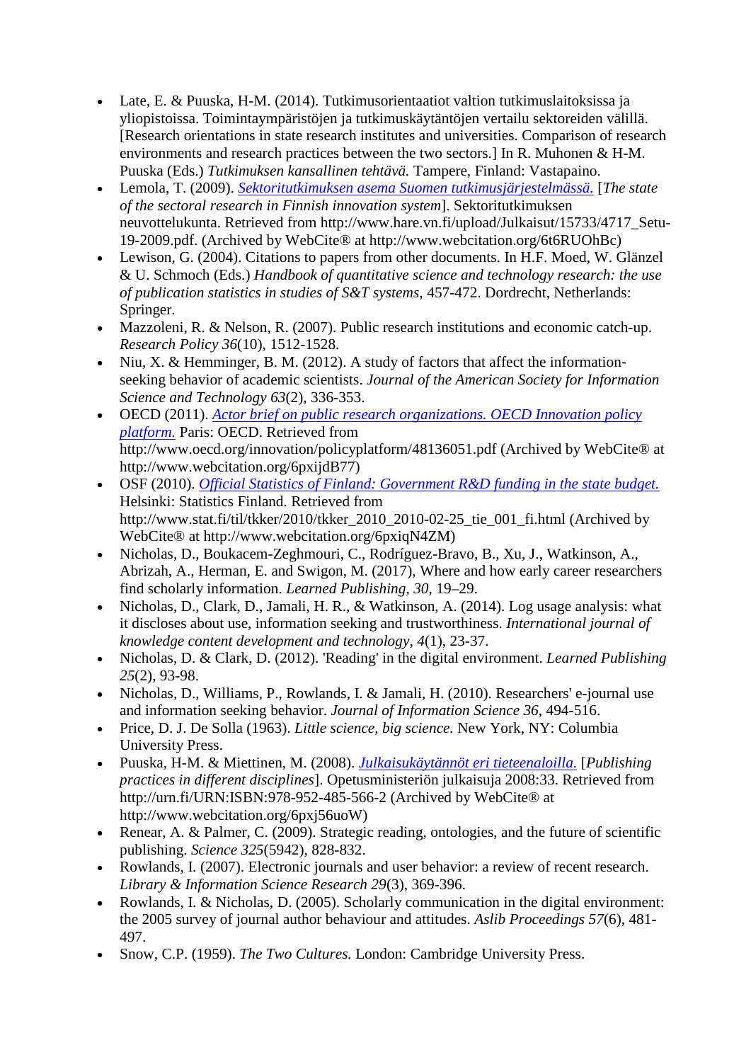- Late, E. & Puuska, H-M. (2014). Tutkimusorientaatiot valtion tutkimuslaitoksissa ja yliopistoissa. Toimintaympäristöjen ja tutkimuskäytäntöjen vertailu sektoreiden välillä. [Research orientations in state research institutes and universities. Comparison of research environments and research practices between the two sectors.] In R. Muhonen & H-M. Puuska (Eds.) *Tutkimuksen kansallinen tehtävä.* Tampere, Finland: Vastapaino.
- Lemola, T. (2009). *Sektoritutkimuksen asema Suomen tutkimusjärjestelmässä.* [*The state of the sectoral research in Finnish innovation system*]. Sektoritutkimuksen neuvottelukunta. Retrieved from http://www.hare.vn.fi/upload/Julkaisut/15733/4717_Setu-19-2009.pdf. (Archived by WebCite® at http://www.webcitation.org/6t6RUOhBc)
- Lewison, G. (2004). Citations to papers from other documents. In H.F. Moed, W. Glänzel & U. Schmoch (Eds.) *Handbook of quantitative science and technology research: the use of publication statistics in studies of S&T systems*, 457-472. Dordrecht, Netherlands: Springer.
- Mazzoleni, R. & Nelson, R. (2007). Public research institutions and economic catch-up. *Research Policy 36*(10), 1512-1528.
- Niu, X. & Hemminger, B. M. (2012). A study of factors that affect the information-seeking behavior of academic scientists. *Journal of the American Society for Information Science and Technology 63*(2), 336-353.
- OECD (2011). *Actor brief on public research organizations. OECD Innovation policy platform.* Paris: OECD. Retrieved from http://www.oecd.org/innovation/policyplatform/48136051.pdf (Archived by WebCite® at http://www.webcitation.org/6pxijdB77)
- OSF (2010). *Official Statistics of Finland: Government R&D funding in the state budget.* Helsinki: Statistics Finland. Retrieved from http://www.stat.fi/til/tkker/2010/tkker_2010_2010-02-25_tie_001_fi.html (Archived by WebCite® at http://www.webcitation.org/6pxiqN4ZM)
- Nicholas, D., Boukacem-Zeghmouri, C., Rodríguez-Bravo, B., Xu, J., Watkinson, A., Abrizah, A., Herman, E. and Swigon, M. (2017), Where and how early career researchers find scholarly information. *Learned Publishing, 30*, 19–29.
- Nicholas, D., Clark, D., Jamali, H. R., & Watkinson, A. (2014). Log usage analysis: what it discloses about use, information seeking and trustworthiness. *International journal of knowledge content development and technology, 4*(1), 23-37.
- Nicholas, D. & Clark, D. (2012). 'Reading' in the digital environment. *Learned Publishing 25*(2), 93-98.
- Nicholas, D., Williams, P., Rowlands, I. & Jamali, H. (2010). Researchers' e-journal use and information seeking behavior. *Journal of Information Science 36*, 494-516.
- Price, D. J. De Solla (1963). *Little science, big science.* New York, NY: Columbia University Press.
- Puuska, H-M. & Miettinen, M. (2008). *Julkaisukäytännöt eri tieteenaloilla.* [*Publishing practices in different disciplines*]. Opetusministeriön julkaisuja 2008:33. Retrieved from http://urn.fi/URN:ISBN:978-952-485-566-2 (Archived by WebCite® at http://www.webcitation.org/6pxj56uoW)
- Renear, A. & Palmer, C. (2009). Strategic reading, ontologies, and the future of scientific publishing. *Science 325*(5942), 828-832.
- Rowlands, I. (2007). Electronic journals and user behavior: a review of recent research. *Library & Information Science Research 29*(3), 369-396.
- Rowlands, I. & Nicholas, D. (2005). Scholarly communication in the digital environment: the 2005 survey of journal author behaviour and attitudes. *Aslib Proceedings 57*(6), 481-497.
- Snow, C.P. (1959). *The Two Cultures.* London: Cambridge University Press.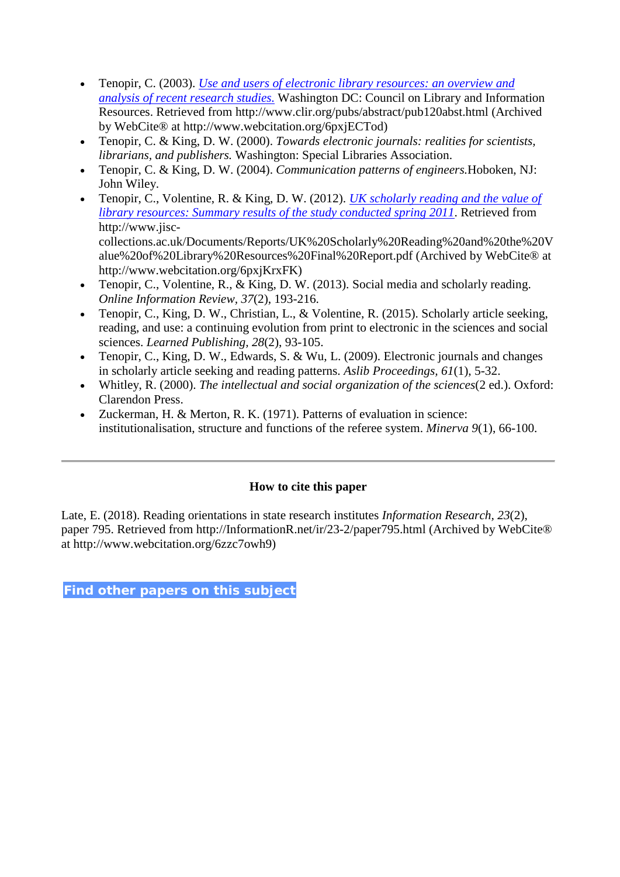- Tenopir, C. (2003). [*Use and users of electronic library resources: an overview and analysis of recent research studies.*](http://www.clir.org/pubs/abstract/pub120abst.html) Washington DC: Council on Library and Information Resources. Retrieved from http://www.clir.org/pubs/abstract/pub120abst.html (Archived by WebCite® at http://www.webcitation.org/6pxjECTod)
- Tenopir, C. & King, D. W. (2000). *Towards electronic journals: realities for scientists, librarians, and publishers.* Washington: Special Libraries Association.
- Tenopir, C. & King, D. W. (2004). *Communication patterns of engineers.*Hoboken, NJ: John Wiley.
- Tenopir, C., Volentine, R. & King, D. W. (2012). [*UK scholarly reading and the value of library resources: Summary results of the study conducted spring 2011*](http://www.jisc-collections.ac.uk/Documents/Reports/UK%20Scholarly%20Reading%20and%20the%20Value%20of%20Library%20Resources%20Final%20Report.pdf). Retrieved from http://www.jisc-collections.ac.uk/Documents/Reports/UK%20Scholarly%20Reading%20and%20the%20Value%20of%20Library%20Resources%20Final%20Report.pdf (Archived by WebCite® at http://www.webcitation.org/6pxjKrxFK)
- Tenopir, C., Volentine, R., & King, D. W. (2013). Social media and scholarly reading. *Online Information Review, 37*(2), 193-216.
- Tenopir, C., King, D. W., Christian, L., & Volentine, R. (2015). Scholarly article seeking, reading, and use: a continuing evolution from print to electronic in the sciences and social sciences. *Learned Publishing, 28*(2), 93-105.
- Tenopir, C., King, D. W., Edwards, S. & Wu, L. (2009). Electronic journals and changes in scholarly article seeking and reading patterns. *Aslib Proceedings, 61*(1), 5-32.
- Whitley, R. (2000). *The intellectual and social organization of the sciences*(2 ed.). Oxford: Clarendon Press.
- Zuckerman, H. & Merton, R. K. (1971). Patterns of evaluation in science: institutionalisation, structure and functions of the referee system. *Minerva 9*(1), 66-100.

---

**How to cite this paper**

Late, E. (2018). Reading orientations in state research institutes *Information Research, 23*(2), paper 795. Retrieved from http://InformationR.net/ir/23-2/paper795.html (Archived by WebCite® at http://www.webcitation.org/6zzc7owh9)

**Find other papers on this subject**